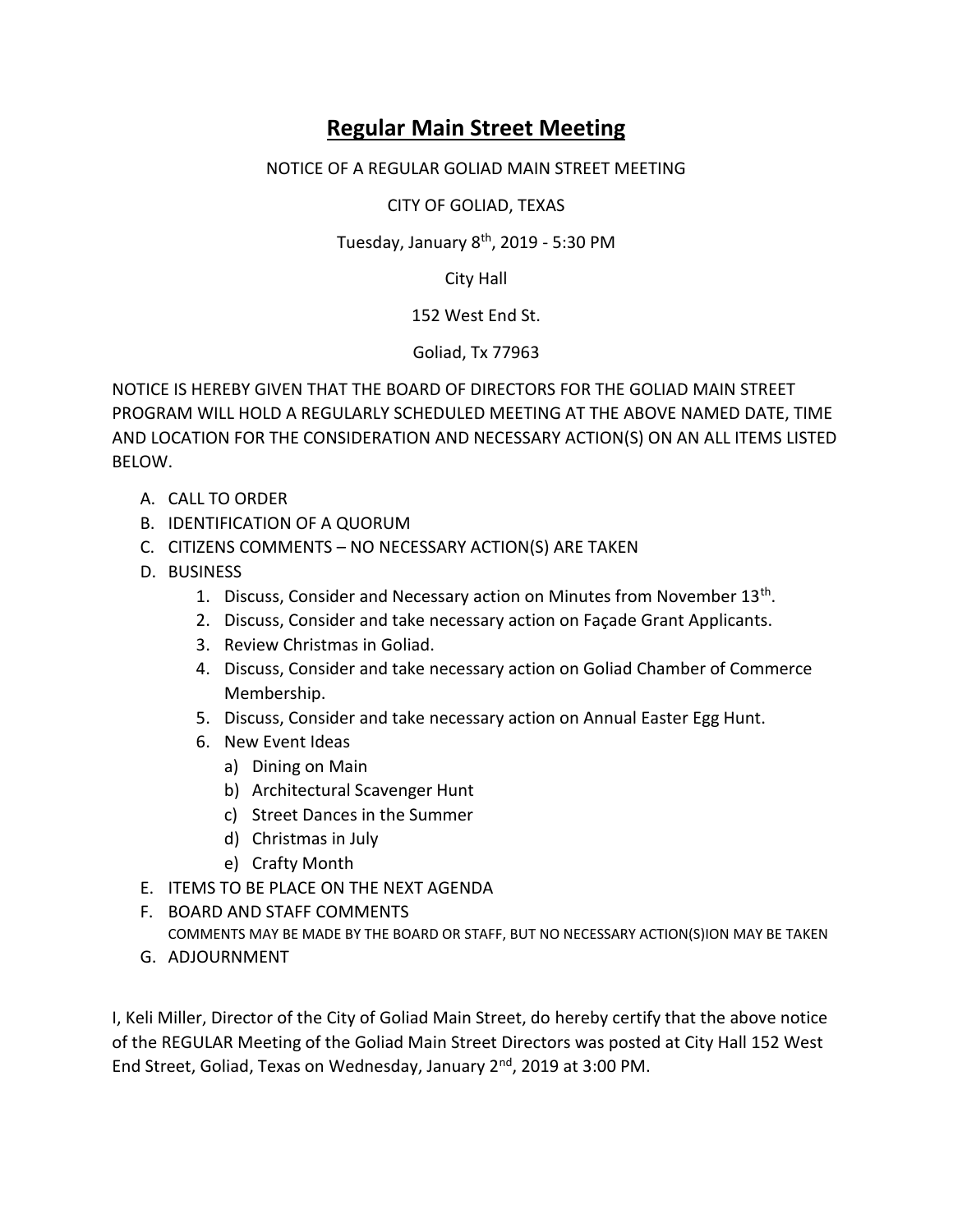# Regular Main Street Meeting

NOTICE OF A REGULAR GOLIAD MAIN STREET MEETING

CITY OF GOLIAD, TEXAS

Tuesday, January 8th, 2019 - 5:30 PM

City Hall

152 West End St.

Goliad, Tx 77963

NOTICE IS HEREBY GIVEN THAT THE BOARD OF DIRECTORS FOR THE GOLIAD MAIN STREET PROGRAM WILL HOLD A REGULARLY SCHEDULED MEETING AT THE ABOVE NAMED DATE, TIME AND LOCATION FOR THE CONSIDERATION AND NECESSARY ACTION(S) ON AN ALL ITEMS LISTED BELOW.

A. CALL TO ORDER
B. IDENTIFICATION OF A QUORUM
C. CITIZENS COMMENTS – NO NECESSARY ACTION(S) ARE TAKEN
D. BUSINESS
   1. Discuss, Consider and Necessary action on Minutes from November 13th.
   2. Discuss, Consider and take necessary action on Façade Grant Applicants.
   3. Review Christmas in Goliad.
   4. Discuss, Consider and take necessary action on Goliad Chamber of Commerce Membership.
   5. Discuss, Consider and take necessary action on Annual Easter Egg Hunt.
   6. New Event Ideas
      a) Dining on Main
      b) Architectural Scavenger Hunt
      c) Street Dances in the Summer
      d) Christmas in July
      e) Crafty Month
E. ITEMS TO BE PLACE ON THE NEXT AGENDA
F. BOARD AND STAFF COMMENTS
   COMMENTS MAY BE MADE BY THE BOARD OR STAFF, BUT NO NECESSARY ACTION(S)ION MAY BE TAKEN
G. ADJOURNMENT

I, Keli Miller, Director of the City of Goliad Main Street, do hereby certify that the above notice of the REGULAR Meeting of the Goliad Main Street Directors was posted at City Hall 152 West End Street, Goliad, Texas on Wednesday, January 2nd, 2019 at 3:00 PM.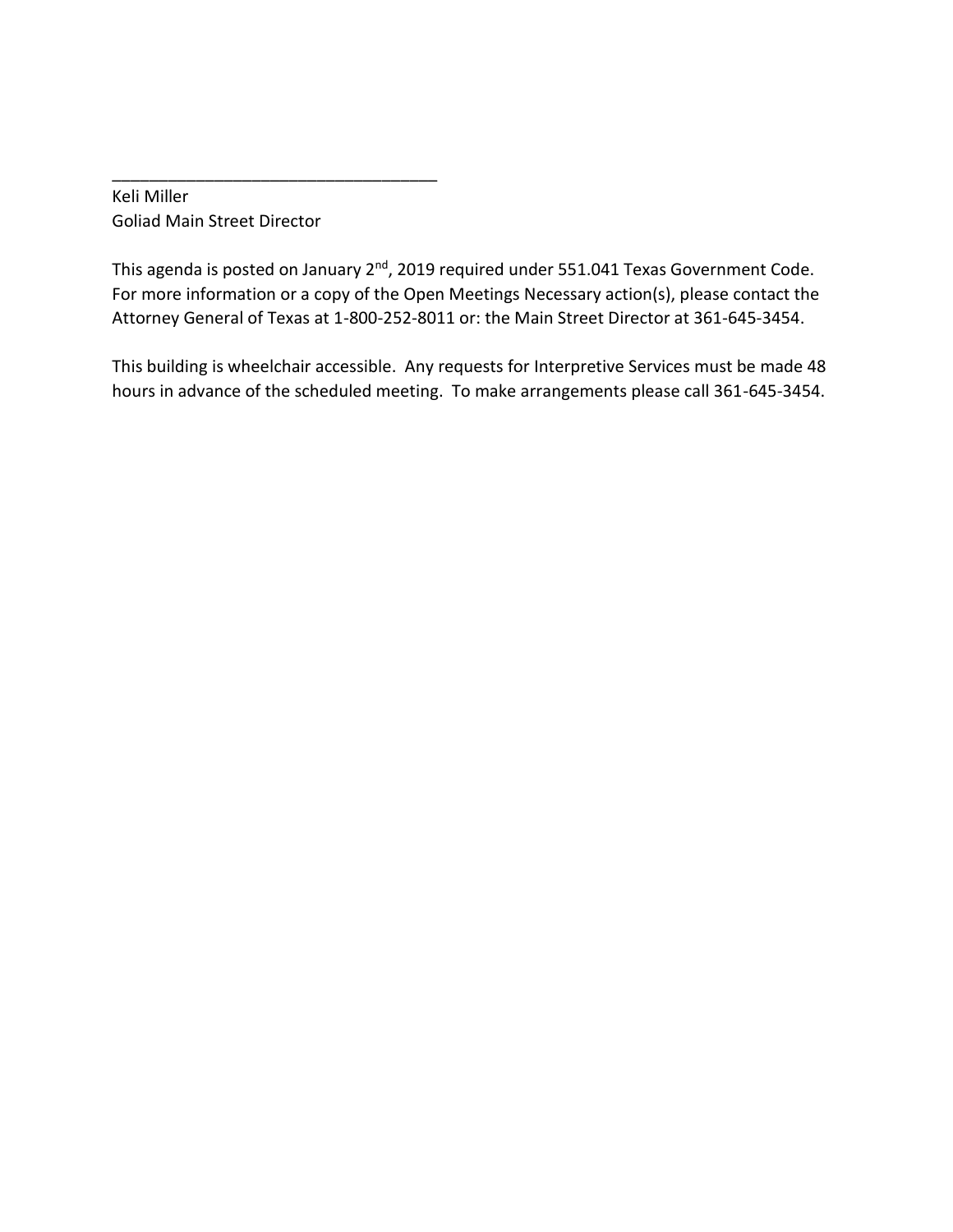___________________________________

Keli Miller
Goliad Main Street Director

This agenda is posted on January 2nd, 2019 required under 551.041 Texas Government Code. For more information or a copy of the Open Meetings Necessary action(s), please contact the Attorney General of Texas at 1-800-252-8011 or: the Main Street Director at 361-645-3454.

This building is wheelchair accessible. Any requests for Interpretive Services must be made 48 hours in advance of the scheduled meeting. To make arrangements please call 361-645-3454.